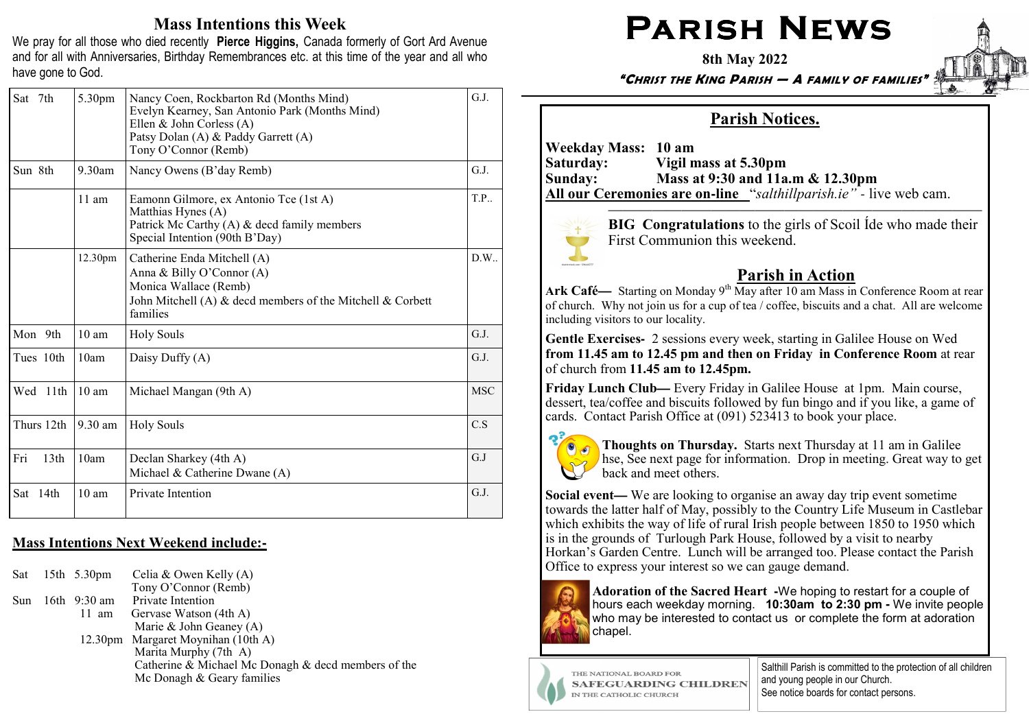## Mass Intentions this Week

We pray for all those who died recently **Pierce Higgins,** Canada formerly of Gort Ard Avenue and for all with Anniversaries, Birthday Remembrances etc. at this time of the year and all who have gone to God.

| Day | Time | Intention | Celebrant |
|---|---|---|---|
| Sat 7th | 5.30pm | Nancy Coen, Rockbarton Rd (Months Mind)<br>Evelyn Kearney, San Antonio Park (Months Mind)<br>Ellen & John Corless (A)<br>Patsy Dolan (A) & Paddy Garrett (A)<br>Tony O'Connor (Remb) | G.J. |
| Sun 8th | 9.30am | Nancy Owens (B'day Remb) | G.J. |
| | 11 am | Eamonn Gilmore, ex Antonio Tce (1st A)<br>Matthias Hynes (A)<br>Patrick Mc Carthy (A) & decd family members<br>Special Intention (90th B'Day) | T.P.. |
| | 12.30pm | Catherine Enda Mitchell (A)<br>Anna & Billy O'Connor (A)<br>Monica Wallace (Remb)<br>John Mitchell (A) & decd members of the Mitchell & Corbett families | D.W.. |
| Mon 9th | 10 am | Holy Souls | G.J. |
| Tues 10th | 10am | Daisy Duffy (A) | G.J. |
| Wed 11th | 10 am | Michael Mangan (9th A) | MSC |
| Thurs 12th | 9.30 am | Holy Souls | C.S |
| Fri 13th | 10am | Declan Sharkey (4th A)<br>Michael & Catherine Dwane (A) | G.J |
| Sat 14th | 10 am | Private Intention | G.J. |

### Mass Intentions Next Weekend include:-

Sat 15th 5.30pm Celia & Owen Kelly (A)
Tony O'Connor (Remb)

Sun 16th 9:30 am Private Intention

11 am Gervase Watson (4th A)
Marie & John Geaney (A)

12.30pm Margaret Moynihan (10th A)
Marita Murphy (7th A)
Catherine & Michael Mc Donagh & decd members of the Mc Donagh & Geary families

# PARISH NEWS

**8th May 2022**

***"CHRIST THE KING PARISH — A FAMILY OF FAMILIES"***

## Parish Notices.

**Weekday Mass: 10 am**
**Saturday: Vigil mass at 5.30pm**
**Sunday: Mass at 9:30 and 11a.m & 12.30pm**
**All our Ceremonies are on-line** "*salthillparish.ie"* - live web cam.

**BIG Congratulations** to the girls of Scoil Íde who made their First Communion this weekend.

## Parish in Action

**Ark Café—** Starting on Monday 9th May after 10 am Mass in Conference Room at rear of church. Why not join us for a cup of tea / coffee, biscuits and a chat. All are welcome including visitors to our locality.

**Gentle Exercises-** 2 sessions every week, starting in Galilee House on Wed **from 11.45 am to 12.45 pm and then on Friday in Conference Room** at rear of church from **11.45 am to 12.45pm.**

**Friday Lunch Club—** Every Friday in Galilee House at 1pm. Main course, dessert, tea/coffee and biscuits followed by fun bingo and if you like, a game of cards. Contact Parish Office at (091) 523413 to book your place.

**Thoughts on Thursday.** Starts next Thursday at 11 am in Galilee hse, See next page for information. Drop in meeting. Great way to get back and meet others.

**Social event—** We are looking to organise an away day trip event sometime towards the latter half of May, possibly to the Country Life Museum in Castlebar which exhibits the way of life of rural Irish people between 1850 to 1950 which is in the grounds of Turlough Park House, followed by a visit to nearby Horkan's Garden Centre. Lunch will be arranged too. Please contact the Parish Office to express your interest so we can gauge demand.

**Adoration of the Sacred Heart -**We hoping to restart for a couple of hours each weekday morning. **10:30am to 2:30 pm -** We invite people who may be interested to contact us or complete the form at adoration chapel.

THE NATIONAL BOARD FOR SAFEGUARDING CHILDREN IN THE CATHOLIC CHURCH

Salthill Parish is committed to the protection of all children and young people in our Church. See notice boards for contact persons.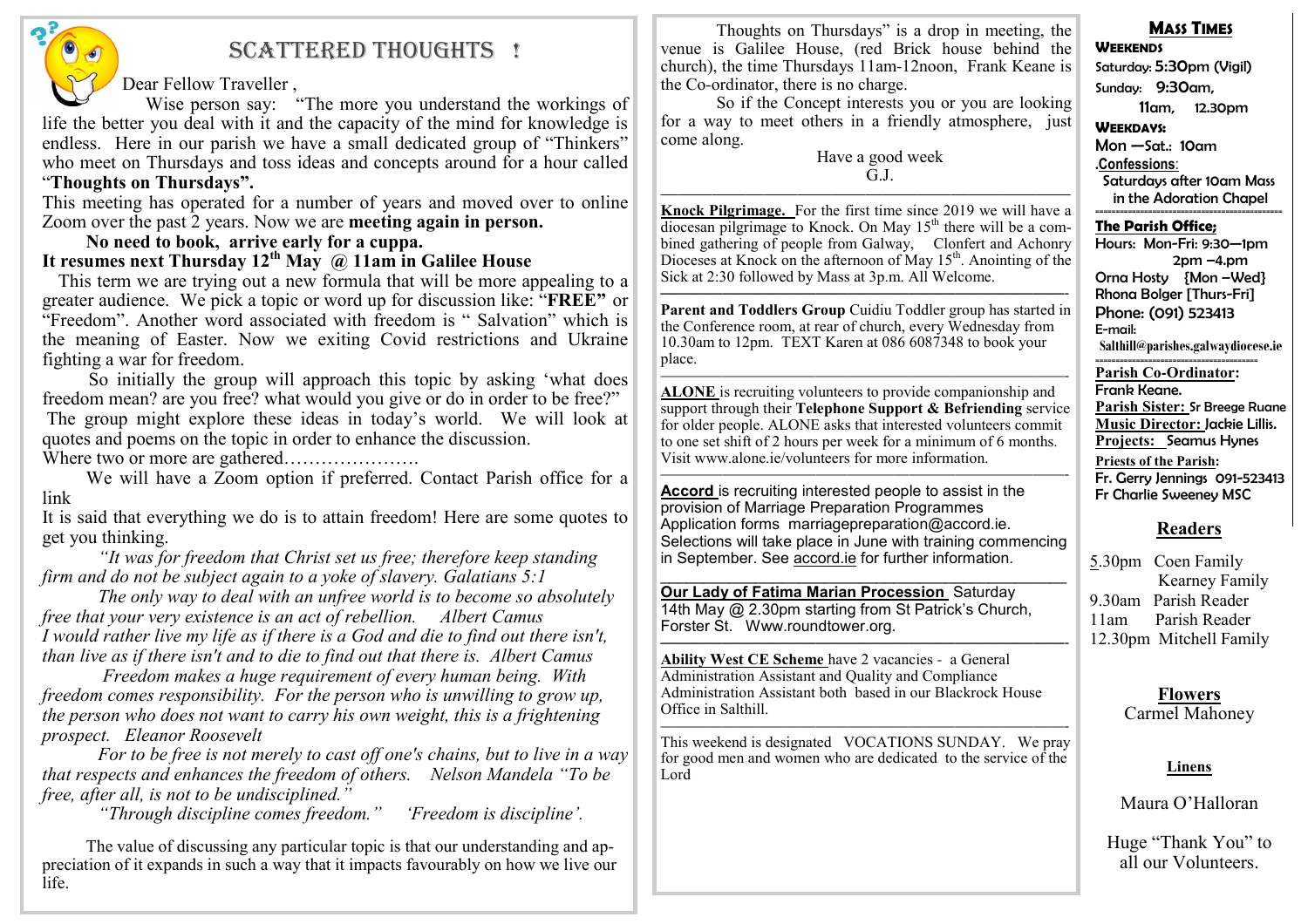# SCATTERED THOUGHTS !

Dear Fellow Traveller ,

Wise person say: "The more you understand the workings of life the better you deal with it and the capacity of the mind for knowledge is endless. Here in our parish we have a small dedicated group of "Thinkers" who meet on Thursdays and toss ideas and concepts around for a hour called "**Thoughts on Thursdays".**

This meeting has operated for a number of years and moved over to online Zoom over the past 2 years. Now we are **meeting again in person.**

**No need to book, arrive early for a cuppa.**

**It resumes next Thursday 12th May @ 11am in Galilee House**

This term we are trying out a new formula that will be more appealing to a greater audience. We pick a topic or word up for discussion like: "**FREE"** or "Freedom". Another word associated with freedom is " Salvation" which is the meaning of Easter. Now we exiting Covid restrictions and Ukraine fighting a war for freedom.

So initially the group will approach this topic by asking 'what does freedom mean? are you free? what would you give or do in order to be free?" The group might explore these ideas in today's world. We will look at quotes and poems on the topic in order to enhance the discussion.

Where two or more are gathered………………….

We will have a Zoom option if preferred. Contact Parish office for a link

It is said that everything we do is to attain freedom! Here are some quotes to get you thinking.

*"It was for freedom that Christ set us free; therefore keep standing firm and do not be subject again to a yoke of slavery. Galatians 5:1*

*The only way to deal with an unfree world is to become so absolutely free that your very existence is an act of rebellion. Albert Camus*

*I would rather live my life as if there is a God and die to find out there isn't, than live as if there isn't and to die to find out that there is. Albert Camus*

*Freedom makes a huge requirement of every human being. With freedom comes responsibility. For the person who is unwilling to grow up, the person who does not want to carry his own weight, this is a frightening prospect. Eleanor Roosevelt*

*For to be free is not merely to cast off one's chains, but to live in a way that respects and enhances the freedom of others. Nelson Mandela "To be free, after all, is not to be undisciplined."*

*"Through discipline comes freedom." 'Freedom is discipline'.*

The value of discussing any particular topic is that our understanding and appreciation of it expands in such a way that it impacts favourably on how we live our life.

Thoughts on Thursdays" is a drop in meeting, the venue is Galilee House, (red Brick house behind the church), the time Thursdays 11am-12noon, Frank Keane is the Co-ordinator, there is no charge.

So if the Concept interests you or you are looking for a way to meet others in a friendly atmosphere, just come along.

Have a good week
G.J.

---

**Knock Pilgrimage.** For the first time since 2019 we will have a diocesan pilgrimage to Knock. On May 15th there will be a combined gathering of people from Galway, Clonfert and Achonry Dioceses at Knock on the afternoon of May 15th. Anointing of the Sick at 2:30 followed by Mass at 3p.m. All Welcome.

---

**Parent and Toddlers Group** Cuidiu Toddler group has started in the Conference room, at rear of church, every Wednesday from 10.30am to 12pm. TEXT Karen at 086 6087348 to book your place.

---

**ALONE** is recruiting volunteers to provide companionship and support through their **Telephone Support & Befriending** service for older people. ALONE asks that interested volunteers commit to one set shift of 2 hours per week for a minimum of 6 months. Visit www.alone.ie/volunteers for more information.

---

**Accord** is recruiting interested people to assist in the provision of Marriage Preparation Programmes Application forms marriagepreparation@accord.ie. Selections will take place in June with training commencing in September. See accord.ie for further information.

---

**Our Lady of Fatima Marian Procession** Saturday 14th May @ 2.30pm starting from St Patrick's Church, Forster St. Www.roundtower.org.

---

**Ability West CE Scheme** have 2 vacancies - a General Administration Assistant and Quality and Compliance Administration Assistant both based in our Blackrock House Office in Salthill.

---

This weekend is designated VOCATIONS SUNDAY. We pray for good men and women who are dedicated to the service of the Lord

## Mass Times

**Weekends**

Saturday: 5:30pm (Vigil)

Sunday: 9:30am, 11am, 12.30pm

**Weekdays:**

Mon —Sat.: 10am

**Confessions**: Saturdays after 10am Mass in the Adoration Chapel

---

**The Parish Office;**

Hours: Mon-Fri: 9:30—1pm, 2pm –4.pm

Orna Hosty {Mon –Wed}

Rhona Bolger [Thurs-Fri]

Phone: (091) 523413

E-mail: Salthill@parishes.galwaydiocese.ie

---

**Parish Co-Ordinator:** Frank Keane.

**Parish Sister:** Sr Breege Ruane

**Music Director:** Jackie Lillis.

**Projects:** Seamus Hynes

**Priests of the Parish:**

Fr. Gerry Jennings 091-523413

Fr Charlie Sweeney MSC

## Readers

5.30pm Coen Family, Kearney Family

9.30am Parish Reader

11am Parish Reader

12.30pm Mitchell Family

## Flowers

Carmel Mahoney

## Linens

Maura O'Halloran

Huge "Thank You" to all our Volunteers.